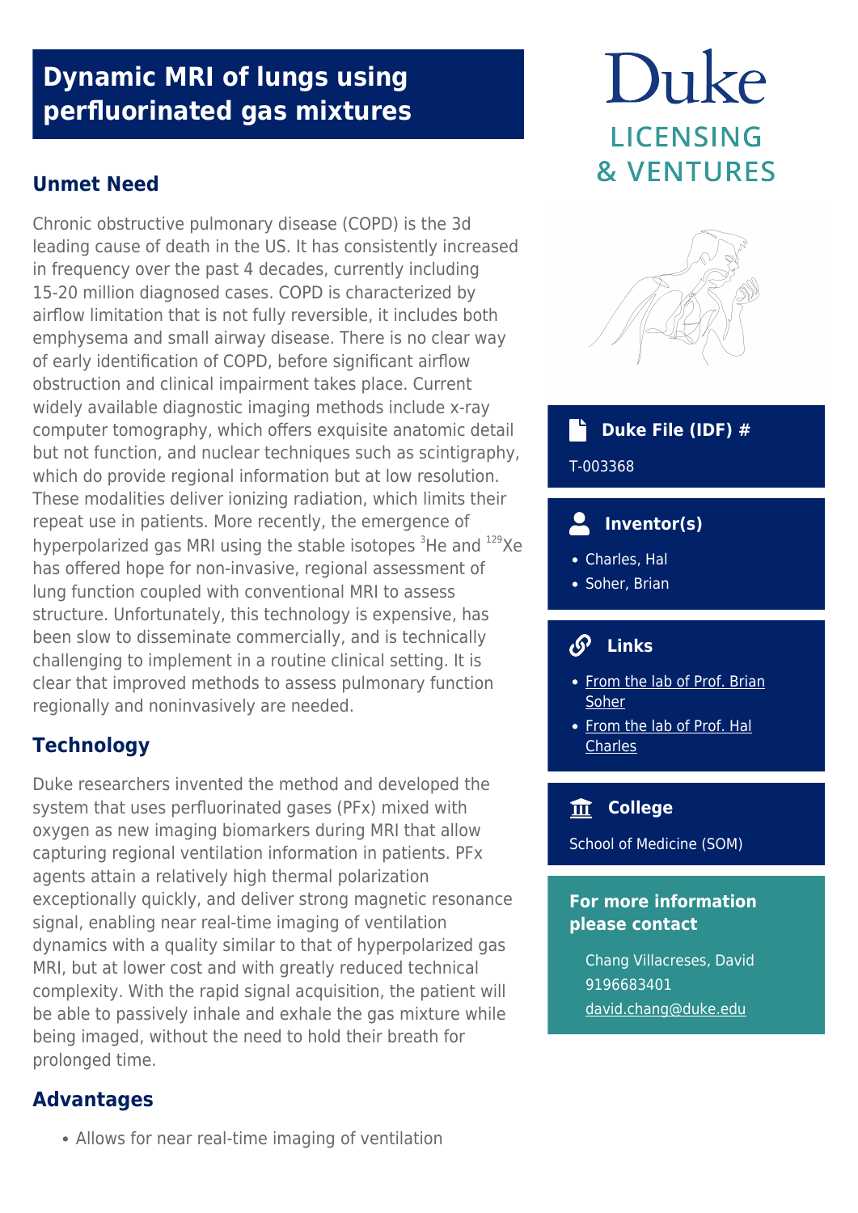# Dynamic MRI of lungs using perfluorinated gas mixtures

Duke LICENSING & VENTURES

## Unmet Need

Chronic obstructive pulmonary disease (COPD) is the 3d leading cause of death in the US. It has consistently increased in frequency over the past 4 decades, currently including 15-20 million diagnosed cases. COPD is characterized by airflow limitation that is not fully reversible, it includes both emphysema and small airway disease. There is no clear way of early identification of COPD, before significant airflow obstruction and clinical impairment takes place. Current widely available diagnostic imaging methods include x-ray computer tomography, which offers exquisite anatomic detail but not function, and nuclear techniques such as scintigraphy, which do provide regional information but at low resolution. These modalities deliver ionizing radiation, which limits their repeat use in patients. More recently, the emergence of hyperpolarized gas MRI using the stable isotopes $^{3}$He and $^{129}$Xe has offered hope for non-invasive, regional assessment of lung function coupled with conventional MRI to assess structure. Unfortunately, this technology is expensive, has been slow to disseminate commercially, and is technically challenging to implement in a routine clinical setting. It is clear that improved methods to assess pulmonary function regionally and noninvasively are needed.

## Technology

Duke researchers invented the method and developed the system that uses perfluorinated gases (PFx) mixed with oxygen as new imaging biomarkers during MRI that allow capturing regional ventilation information in patients. PFx agents attain a relatively high thermal polarization exceptionally quickly, and deliver strong magnetic resonance signal, enabling near real-time imaging of ventilation dynamics with a quality similar to that of hyperpolarized gas MRI, but at lower cost and with greatly reduced technical complexity. With the rapid signal acquisition, the patient will be able to passively inhale and exhale the gas mixture while being imaged, without the need to hold their breath for prolonged time.

## Advantages

- Allows for near real-time imaging of ventilation

### Duke File (IDF) #

T-003368

### Inventor(s)

- Charles, Hal
- Soher, Brian

### Links

- From the lab of Prof. Brian Soher
- From the lab of Prof. Hal Charles

### College

School of Medicine (SOM)

### For more information please contact

Chang Villacreses, David
9196683401
david.chang@duke.edu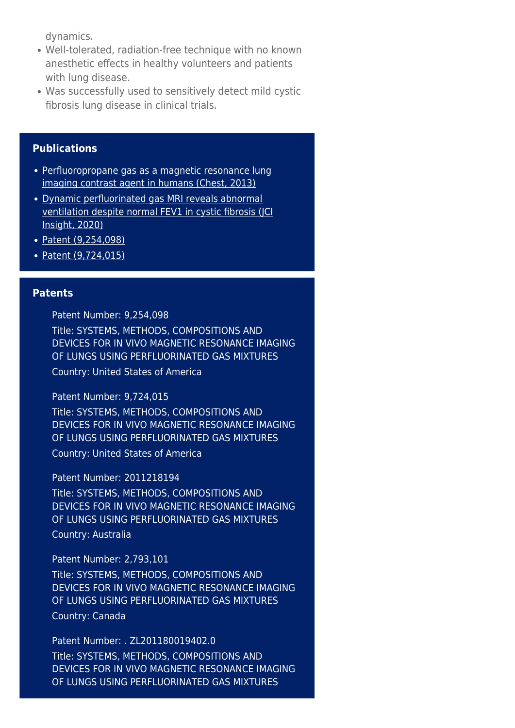dynamics.

- Well-tolerated, radiation-free technique with no known anesthetic effects in healthy volunteers and patients with lung disease.
- Was successfully used to sensitively detect mild cystic fibrosis lung disease in clinical trials.

## Publications

- Perfluoropropane gas as a magnetic resonance lung imaging contrast agent in humans (Chest, 2013)
- Dynamic perfluorinated gas MRI reveals abnormal ventilation despite normal FEV1 in cystic fibrosis (JCI Insight, 2020)
- Patent (9,254,098)
- Patent (9,724,015)

## Patents

Patent Number: 9,254,098

Title: SYSTEMS, METHODS, COMPOSITIONS AND DEVICES FOR IN VIVO MAGNETIC RESONANCE IMAGING OF LUNGS USING PERFLUORINATED GAS MIXTURES

Country: United States of America

Patent Number: 9,724,015

Title: SYSTEMS, METHODS, COMPOSITIONS AND DEVICES FOR IN VIVO MAGNETIC RESONANCE IMAGING OF LUNGS USING PERFLUORINATED GAS MIXTURES

Country: United States of America

Patent Number: 2011218194

Title: SYSTEMS, METHODS, COMPOSITIONS AND DEVICES FOR IN VIVO MAGNETIC RESONANCE IMAGING OF LUNGS USING PERFLUORINATED GAS MIXTURES

Country: Australia

Patent Number: 2,793,101

Title: SYSTEMS, METHODS, COMPOSITIONS AND DEVICES FOR IN VIVO MAGNETIC RESONANCE IMAGING OF LUNGS USING PERFLUORINATED GAS MIXTURES

Country: Canada

Patent Number: . ZL201180019402.0

Title: SYSTEMS, METHODS, COMPOSITIONS AND DEVICES FOR IN VIVO MAGNETIC RESONANCE IMAGING OF LUNGS USING PERFLUORINATED GAS MIXTURES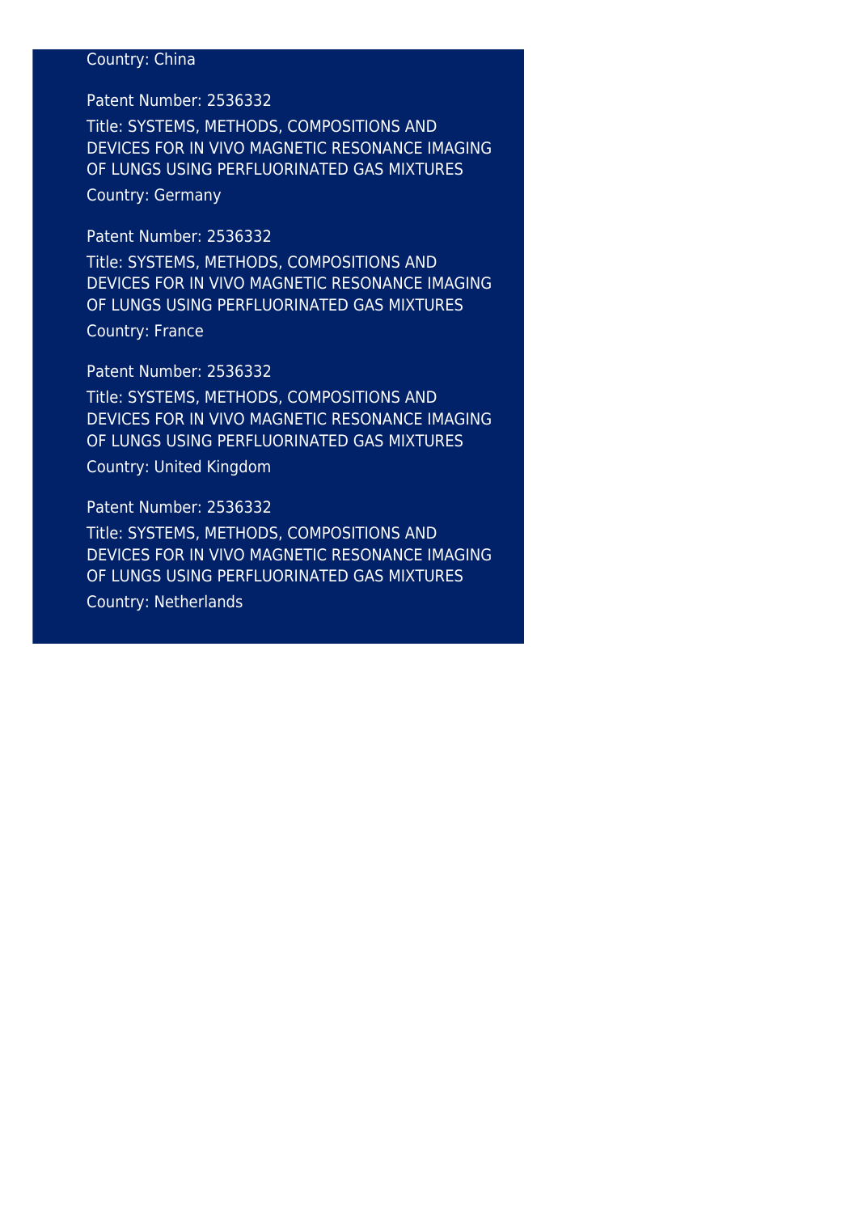Country: China

Patent Number: 2536332

Title: SYSTEMS, METHODS, COMPOSITIONS AND DEVICES FOR IN VIVO MAGNETIC RESONANCE IMAGING OF LUNGS USING PERFLUORINATED GAS MIXTURES

Country: Germany

Patent Number: 2536332

Title: SYSTEMS, METHODS, COMPOSITIONS AND DEVICES FOR IN VIVO MAGNETIC RESONANCE IMAGING OF LUNGS USING PERFLUORINATED GAS MIXTURES

Country: France

Patent Number: 2536332

Title: SYSTEMS, METHODS, COMPOSITIONS AND DEVICES FOR IN VIVO MAGNETIC RESONANCE IMAGING OF LUNGS USING PERFLUORINATED GAS MIXTURES

Country: United Kingdom

Patent Number: 2536332

Title: SYSTEMS, METHODS, COMPOSITIONS AND DEVICES FOR IN VIVO MAGNETIC RESONANCE IMAGING OF LUNGS USING PERFLUORINATED GAS MIXTURES

Country: Netherlands